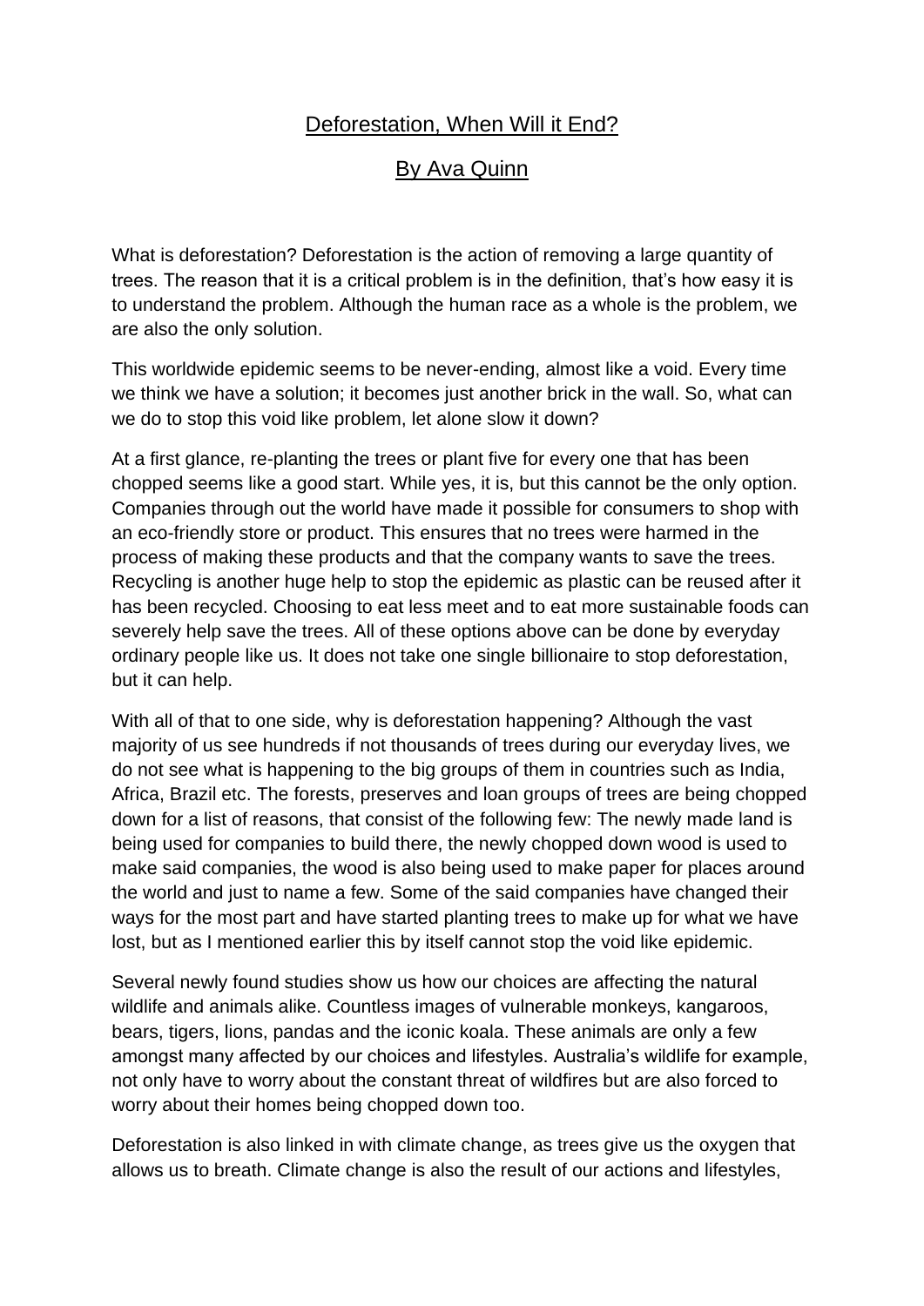# Deforestation, When Will it End?

## By Ava Quinn

What is deforestation? Deforestation is the action of removing a large quantity of trees. The reason that it is a critical problem is in the definition, that's how easy it is to understand the problem. Although the human race as a whole is the problem, we are also the only solution.

This worldwide epidemic seems to be never-ending, almost like a void. Every time we think we have a solution; it becomes just another brick in the wall. So, what can we do to stop this void like problem, let alone slow it down?

At a first glance, re-planting the trees or plant five for every one that has been chopped seems like a good start. While yes, it is, but this cannot be the only option. Companies through out the world have made it possible for consumers to shop with an eco-friendly store or product. This ensures that no trees were harmed in the process of making these products and that the company wants to save the trees. Recycling is another huge help to stop the epidemic as plastic can be reused after it has been recycled. Choosing to eat less meet and to eat more sustainable foods can severely help save the trees. All of these options above can be done by everyday ordinary people like us. It does not take one single billionaire to stop deforestation, but it can help.

With all of that to one side, why is deforestation happening? Although the vast majority of us see hundreds if not thousands of trees during our everyday lives, we do not see what is happening to the big groups of them in countries such as India, Africa, Brazil etc. The forests, preserves and loan groups of trees are being chopped down for a list of reasons, that consist of the following few: The newly made land is being used for companies to build there, the newly chopped down wood is used to make said companies, the wood is also being used to make paper for places around the world and just to name a few. Some of the said companies have changed their ways for the most part and have started planting trees to make up for what we have lost, but as I mentioned earlier this by itself cannot stop the void like epidemic.

Several newly found studies show us how our choices are affecting the natural wildlife and animals alike. Countless images of vulnerable monkeys, kangaroos, bears, tigers, lions, pandas and the iconic koala. These animals are only a few amongst many affected by our choices and lifestyles. Australia's wildlife for example, not only have to worry about the constant threat of wildfires but are also forced to worry about their homes being chopped down too.

Deforestation is also linked in with climate change, as trees give us the oxygen that allows us to breath. Climate change is also the result of our actions and lifestyles,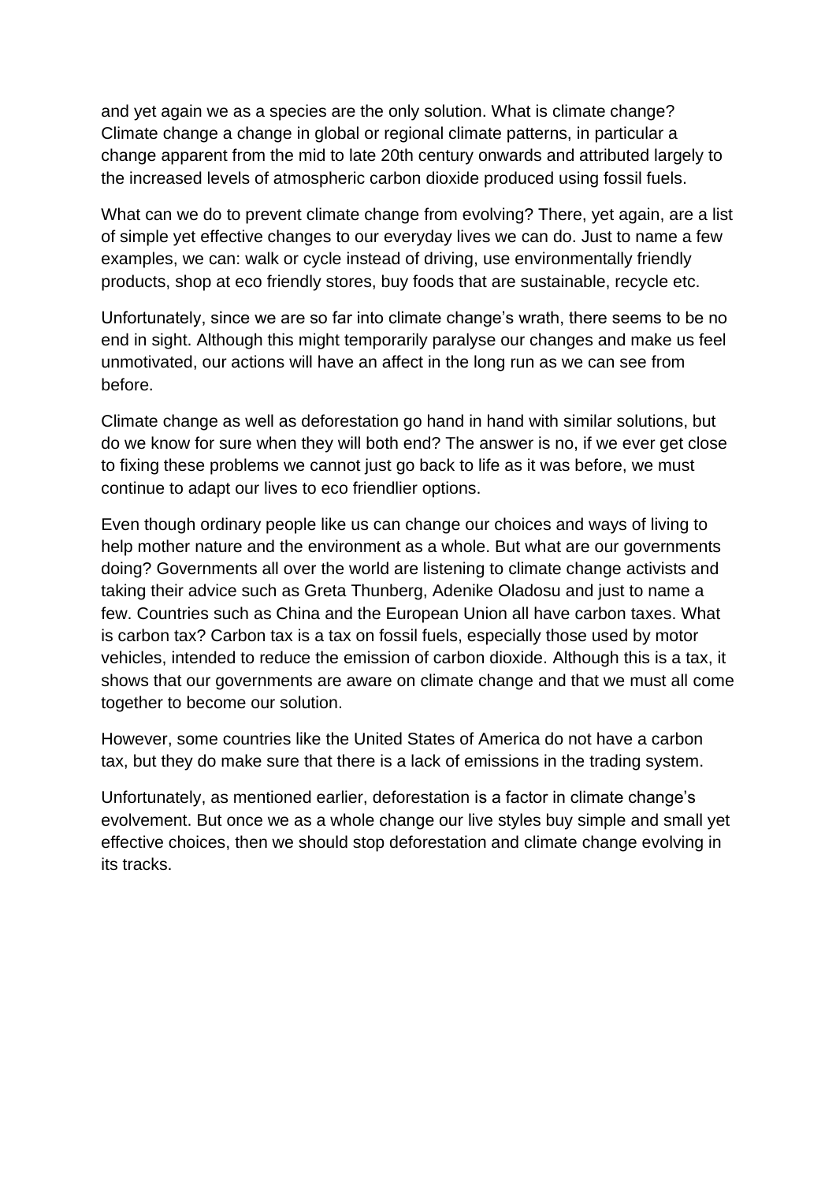and yet again we as a species are the only solution. What is climate change? Climate change a change in global or regional climate patterns, in particular a change apparent from the mid to late 20th century onwards and attributed largely to the increased levels of atmospheric carbon dioxide produced using fossil fuels.

What can we do to prevent climate change from evolving? There, yet again, are a list of simple yet effective changes to our everyday lives we can do. Just to name a few examples, we can: walk or cycle instead of driving, use environmentally friendly products, shop at eco friendly stores, buy foods that are sustainable, recycle etc.

Unfortunately, since we are so far into climate change's wrath, there seems to be no end in sight. Although this might temporarily paralyse our changes and make us feel unmotivated, our actions will have an affect in the long run as we can see from before.

Climate change as well as deforestation go hand in hand with similar solutions, but do we know for sure when they will both end? The answer is no, if we ever get close to fixing these problems we cannot just go back to life as it was before, we must continue to adapt our lives to eco friendlier options.

Even though ordinary people like us can change our choices and ways of living to help mother nature and the environment as a whole. But what are our governments doing? Governments all over the world are listening to climate change activists and taking their advice such as Greta Thunberg, Adenike Oladosu and just to name a few. Countries such as China and the European Union all have carbon taxes. What is carbon tax? Carbon tax is a tax on fossil fuels, especially those used by motor vehicles, intended to reduce the emission of carbon dioxide. Although this is a tax, it shows that our governments are aware on climate change and that we must all come together to become our solution.

However, some countries like the United States of America do not have a carbon tax, but they do make sure that there is a lack of emissions in the trading system.

Unfortunately, as mentioned earlier, deforestation is a factor in climate change's evolvement. But once we as a whole change our live styles buy simple and small yet effective choices, then we should stop deforestation and climate change evolving in its tracks.